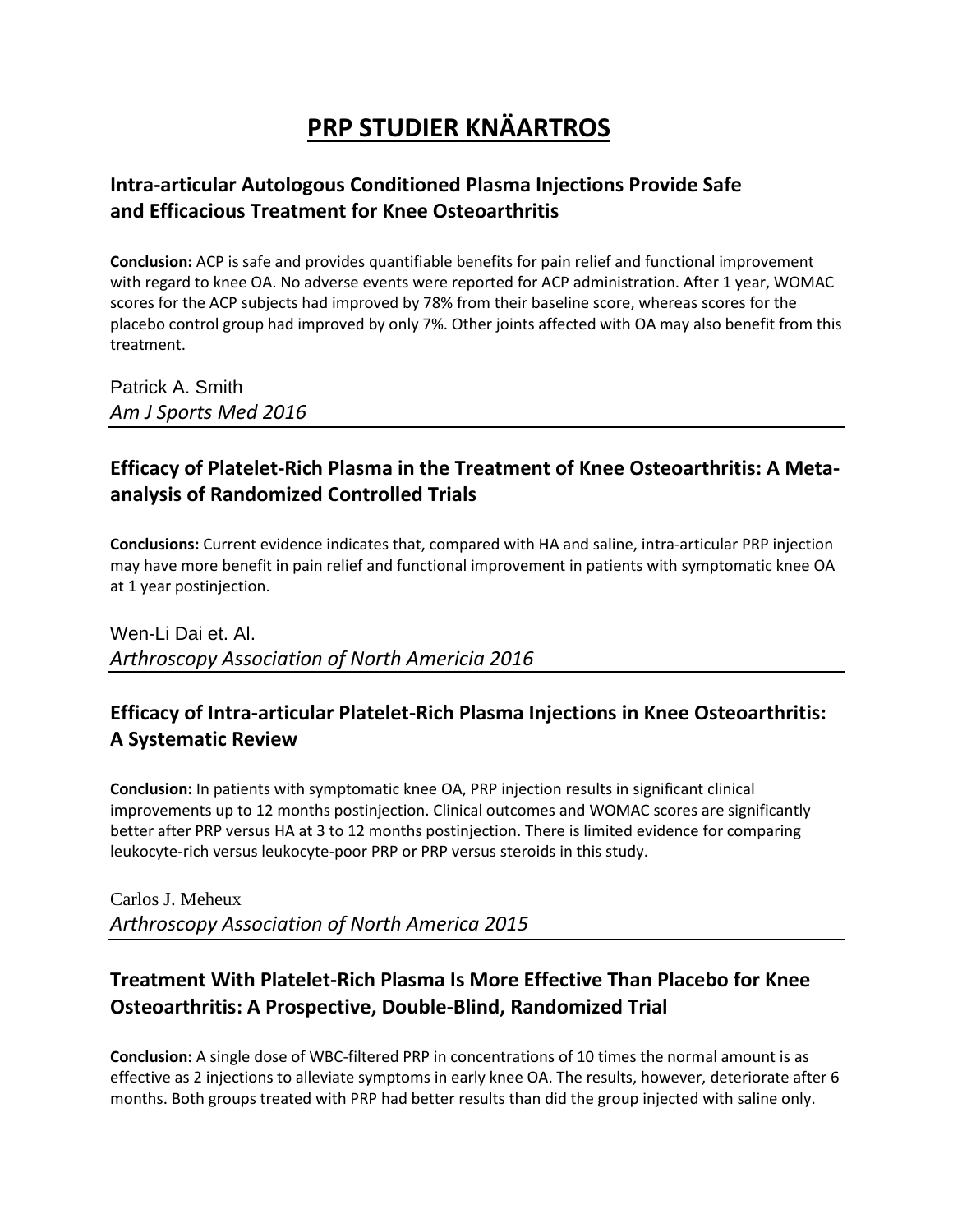# PRP STUDIER KNÄARTROS

## Intra-articular Autologous Conditioned Plasma Injections Provide Safe and Efficacious Treatment for Knee Osteoarthritis

**Conclusion:** ACP is safe and provides quantifiable benefits for pain relief and functional improvement with regard to knee OA. No adverse events were reported for ACP administration. After 1 year, WOMAC scores for the ACP subjects had improved by 78% from their baseline score, whereas scores for the placebo control group had improved by only 7%. Other joints affected with OA may also benefit from this treatment.

Patrick A. Smith
*Am J Sports Med 2016*

---

## Efficacy of Platelet-Rich Plasma in the Treatment of Knee Osteoarthritis: A Meta-analysis of Randomized Controlled Trials

**Conclusions:** Current evidence indicates that, compared with HA and saline, intra-articular PRP injection may have more benefit in pain relief and functional improvement in patients with symptomatic knee OA at 1 year postinjection.

Wen-Li Dai et. Al.
*Arthroscopy Association of North Americia 2016*

---

## Efficacy of Intra-articular Platelet-Rich Plasma Injections in Knee Osteoarthritis: A Systematic Review

**Conclusion:** In patients with symptomatic knee OA, PRP injection results in significant clinical improvements up to 12 months postinjection. Clinical outcomes and WOMAC scores are significantly better after PRP versus HA at 3 to 12 months postinjection. There is limited evidence for comparing leukocyte-rich versus leukocyte-poor PRP or PRP versus steroids in this study.

Carlos J. Meheux
*Arthroscopy Association of North America 2015*

---

## Treatment With Platelet-Rich Plasma Is More Effective Than Placebo for Knee Osteoarthritis: A Prospective, Double-Blind, Randomized Trial

**Conclusion:** A single dose of WBC-filtered PRP in concentrations of 10 times the normal amount is as effective as 2 injections to alleviate symptoms in early knee OA. The results, however, deteriorate after 6 months. Both groups treated with PRP had better results than did the group injected with saline only.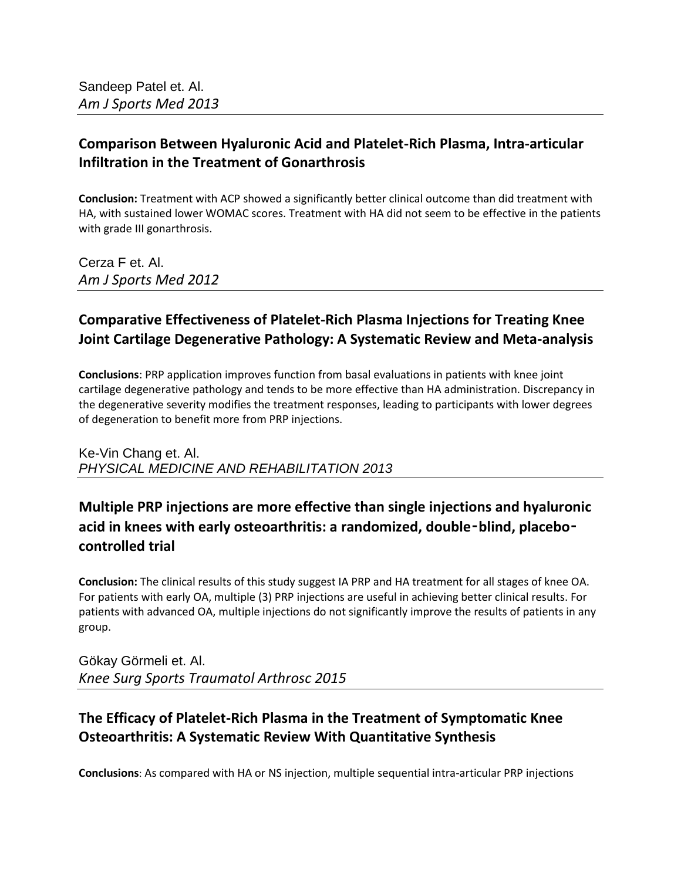Sandeep Patel et. Al.
*Am J Sports Med 2013*

## Comparison Between Hyaluronic Acid and Platelet-Rich Plasma, Intra-articular Infiltration in the Treatment of Gonarthrosis

**Conclusion:** Treatment with ACP showed a significantly better clinical outcome than did treatment with HA, with sustained lower WOMAC scores. Treatment with HA did not seem to be effective in the patients with grade III gonarthrosis.

Cerza F et. Al.
*Am J Sports Med 2012*

## Comparative Effectiveness of Platelet-Rich Plasma Injections for Treating Knee Joint Cartilage Degenerative Pathology: A Systematic Review and Meta-analysis

**Conclusions**: PRP application improves function from basal evaluations in patients with knee joint cartilage degenerative pathology and tends to be more effective than HA administration. Discrepancy in the degenerative severity modifies the treatment responses, leading to participants with lower degrees of degeneration to benefit more from PRP injections.

Ke-Vin Chang et. Al.
*PHYSICAL MEDICINE AND REHABILITATION 2013*

## Multiple PRP injections are more effective than single injections and hyaluronic acid in knees with early osteoarthritis: a randomized, double-blind, placebo-controlled trial

**Conclusion:** The clinical results of this study suggest IA PRP and HA treatment for all stages of knee OA. For patients with early OA, multiple (3) PRP injections are useful in achieving better clinical results. For patients with advanced OA, multiple injections do not significantly improve the results of patients in any group.

Gökay Görmeli et. Al.
*Knee Surg Sports Traumatol Arthrosc 2015*

## The Efficacy of Platelet-Rich Plasma in the Treatment of Symptomatic Knee Osteoarthritis: A Systematic Review With Quantitative Synthesis

**Conclusions**: As compared with HA or NS injection, multiple sequential intra-articular PRP injections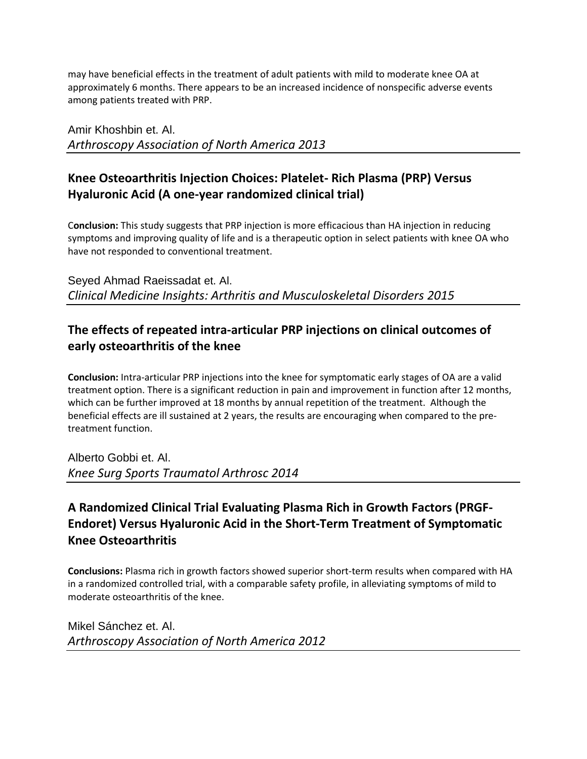may have beneficial effects in the treatment of adult patients with mild to moderate knee OA at approximately 6 months. There appears to be an increased incidence of nonspecific adverse events among patients treated with PRP.

Amir Khoshbin et. Al.
*Arthroscopy Association of North America 2013*

---

## Knee Osteoarthritis Injection Choices: Platelet- Rich Plasma (PRP) Versus Hyaluronic Acid (A one-year randomized clinical trial)

**Conclusion:** This study suggests that PRP injection is more efficacious than HA injection in reducing symptoms and improving quality of life and is a therapeutic option in select patients with knee OA who have not responded to conventional treatment.

Seyed Ahmad Raeissadat et. Al.
*Clinical Medicine Insights: Arthritis and Musculoskeletal Disorders 2015*

---

## The effects of repeated intra-articular PRP injections on clinical outcomes of early osteoarthritis of the knee

**Conclusion:** Intra-articular PRP injections into the knee for symptomatic early stages of OA are a valid treatment option. There is a significant reduction in pain and improvement in function after 12 months, which can be further improved at 18 months by annual repetition of the treatment. Although the beneficial effects are ill sustained at 2 years, the results are encouraging when compared to the pre-treatment function.

Alberto Gobbi et. Al.
*Knee Surg Sports Traumatol Arthrosc 2014*

---

## A Randomized Clinical Trial Evaluating Plasma Rich in Growth Factors (PRGF-Endoret) Versus Hyaluronic Acid in the Short-Term Treatment of Symptomatic Knee Osteoarthritis

**Conclusions:** Plasma rich in growth factors showed superior short-term results when compared with HA in a randomized controlled trial, with a comparable safety profile, in alleviating symptoms of mild to moderate osteoarthritis of the knee.

Mikel Sánchez et. Al.
*Arthroscopy Association of North America 2012*

---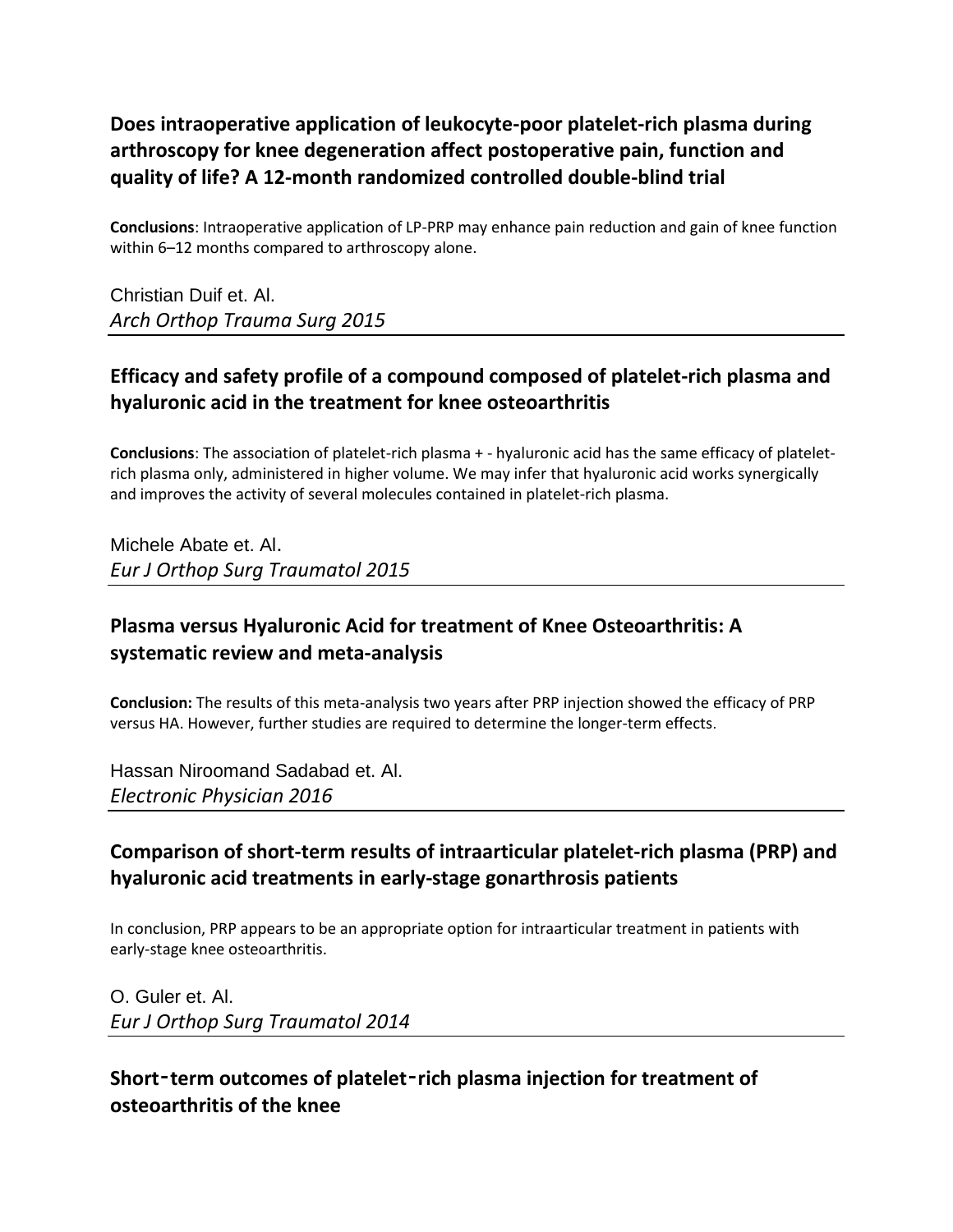## Does intraoperative application of leukocyte-poor platelet-rich plasma during arthroscopy for knee degeneration affect postoperative pain, function and quality of life? A 12-month randomized controlled double-blind trial

**Conclusions**: Intraoperative application of LP-PRP may enhance pain reduction and gain of knee function within 6–12 months compared to arthroscopy alone.

Christian Duif et. Al.
*Arch Orthop Trauma Surg 2015*

---

## Efficacy and safety profile of a compound composed of platelet-rich plasma and hyaluronic acid in the treatment for knee osteoarthritis

**Conclusions**: The association of platelet-rich plasma + - hyaluronic acid has the same efficacy of platelet-rich plasma only, administered in higher volume. We may infer that hyaluronic acid works synergically and improves the activity of several molecules contained in platelet-rich plasma.

Michele Abate et. Al.
*Eur J Orthop Surg Traumatol 2015*

---

## Plasma versus Hyaluronic Acid for treatment of Knee Osteoarthritis: A systematic review and meta-analysis

**Conclusion:** The results of this meta-analysis two years after PRP injection showed the efficacy of PRP versus HA. However, further studies are required to determine the longer-term effects.

Hassan Niroomand Sadabad et. Al.
*Electronic Physician 2016*

---

## Comparison of short-term results of intraarticular platelet-rich plasma (PRP) and hyaluronic acid treatments in early-stage gonarthrosis patients

In conclusion, PRP appears to be an appropriate option for intraarticular treatment in patients with early-stage knee osteoarthritis.

O. Guler et. Al.
*Eur J Orthop Surg Traumatol 2014*

---

## Short‑term outcomes of platelet‑rich plasma injection for treatment of osteoarthritis of the knee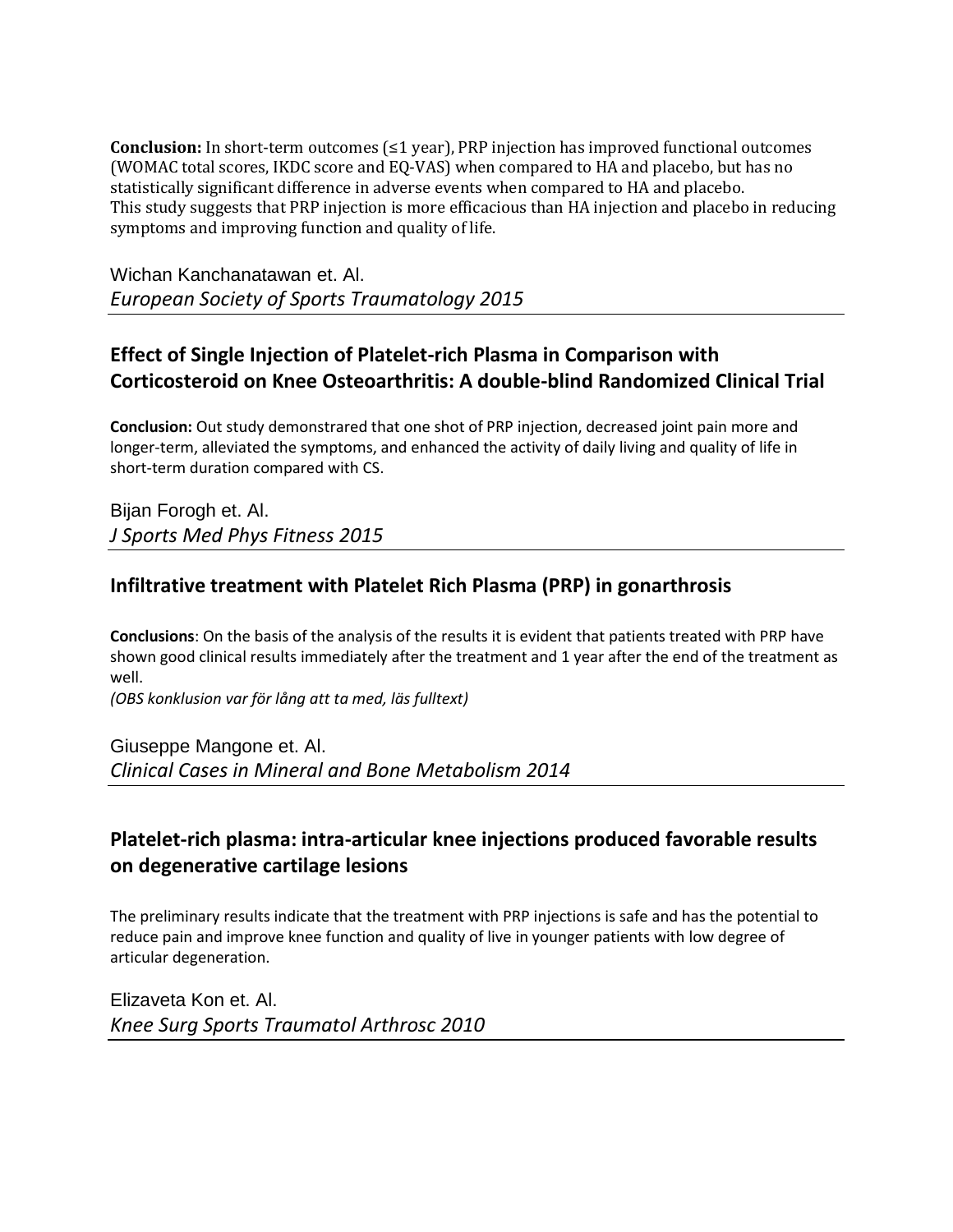**Conclusion:** In short-term outcomes (≤1 year), PRP injection has improved functional outcomes (WOMAC total scores, IKDC score and EQ-VAS) when compared to HA and placebo, but has no statistically significant difference in adverse events when compared to HA and placebo.
This study suggests that PRP injection is more efficacious than HA injection and placebo in reducing symptoms and improving function and quality of life.

Wichan Kanchanatawan et. Al.
*European Society of Sports Traumatology 2015*

---

## Effect of Single Injection of Platelet-rich Plasma in Comparison with Corticosteroid on Knee Osteoarthritis: A double-blind Randomized Clinical Trial

**Conclusion:** Out study demonstrared that one shot of PRP injection, decreased joint pain more and longer-term, alleviated the symptoms, and enhanced the activity of daily living and quality of life in short-term duration compared with CS.

Bijan Forogh et. Al.
*J Sports Med Phys Fitness 2015*

---

## Infiltrative treatment with Platelet Rich Plasma (PRP) in gonarthrosis

**Conclusions**: On the basis of the analysis of the results it is evident that patients treated with PRP have shown good clinical results immediately after the treatment and 1 year after the end of the treatment as well.
*(OBS konklusion var för lång att ta med, läs fulltext)*

Giuseppe Mangone et. Al.
*Clinical Cases in Mineral and Bone Metabolism 2014*

---

## Platelet-rich plasma: intra-articular knee injections produced favorable results on degenerative cartilage lesions

The preliminary results indicate that the treatment with PRP injections is safe and has the potential to reduce pain and improve knee function and quality of live in younger patients with low degree of articular degeneration.

Elizaveta Kon et. Al.
*Knee Surg Sports Traumatol Arthrosc 2010*

---